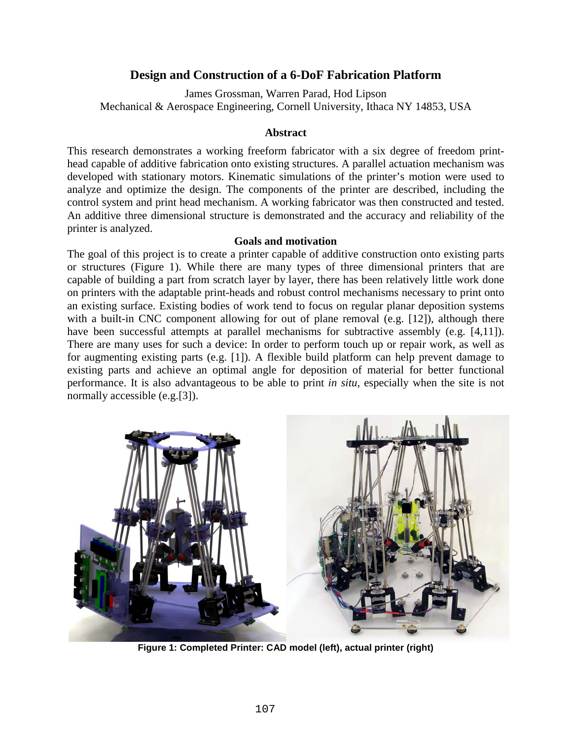# Design and Construction of a 6-DoF Fabrication Platform

James Grossman, Warren Parad, Hod Lipson
Mechanical & Aerospace Engineering, Cornell University, Ithaca NY 14853, USA

## Abstract

This research demonstrates a working freeform fabricator with a six degree of freedom print-head capable of additive fabrication onto existing structures. A parallel actuation mechanism was developed with stationary motors. Kinematic simulations of the printer's motion were used to analyze and optimize the design. The components of the printer are described, including the control system and print head mechanism. A working fabricator was then constructed and tested. An additive three dimensional structure is demonstrated and the accuracy and reliability of the printer is analyzed.

## Goals and motivation

The goal of this project is to create a printer capable of additive construction onto existing parts or structures (Figure 1). While there are many types of three dimensional printers that are capable of building a part from scratch layer by layer, there has been relatively little work done on printers with the adaptable print-heads and robust control mechanisms necessary to print onto an existing surface. Existing bodies of work tend to focus on regular planar deposition systems with a built-in CNC component allowing for out of plane removal (e.g. [12]), although there have been successful attempts at parallel mechanisms for subtractive assembly (e.g. [4,11]). There are many uses for such a device: In order to perform touch up or repair work, as well as for augmenting existing parts (e.g. [1]). A flexible build platform can help prevent damage to existing parts and achieve an optimal angle for deposition of material for better functional performance. It is also advantageous to be able to print *in situ*, especially when the site is not normally accessible (e.g.[3]).

**Figure 1: Completed Printer: CAD model (left), actual printer (right)**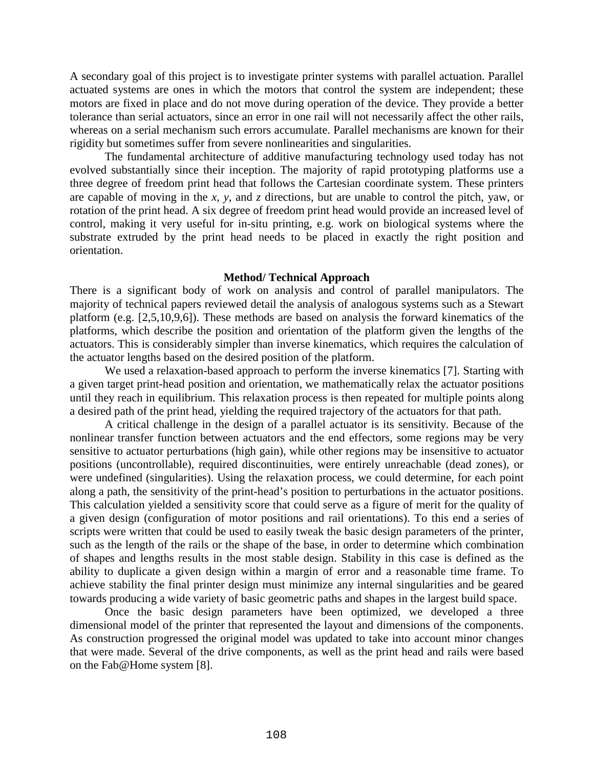A secondary goal of this project is to investigate printer systems with parallel actuation. Parallel actuated systems are ones in which the motors that control the system are independent; these motors are fixed in place and do not move during operation of the device. They provide a better tolerance than serial actuators, since an error in one rail will not necessarily affect the other rails, whereas on a serial mechanism such errors accumulate. Parallel mechanisms are known for their rigidity but sometimes suffer from severe nonlinearities and singularities.

The fundamental architecture of additive manufacturing technology used today has not evolved substantially since their inception. The majority of rapid prototyping platforms use a three degree of freedom print head that follows the Cartesian coordinate system. These printers are capable of moving in the *x*, *y*, and *z* directions, but are unable to control the pitch, yaw, or rotation of the print head. A six degree of freedom print head would provide an increased level of control, making it very useful for in-situ printing, e.g. work on biological systems where the substrate extruded by the print head needs to be placed in exactly the right position and orientation.

## Method/ Technical Approach

There is a significant body of work on analysis and control of parallel manipulators. The majority of technical papers reviewed detail the analysis of analogous systems such as a Stewart platform (e.g. [2,5,10,9,6]). These methods are based on analysis the forward kinematics of the platforms, which describe the position and orientation of the platform given the lengths of the actuators. This is considerably simpler than inverse kinematics, which requires the calculation of the actuator lengths based on the desired position of the platform.

We used a relaxation-based approach to perform the inverse kinematics [7]. Starting with a given target print-head position and orientation, we mathematically relax the actuator positions until they reach in equilibrium. This relaxation process is then repeated for multiple points along a desired path of the print head, yielding the required trajectory of the actuators for that path.

A critical challenge in the design of a parallel actuator is its sensitivity. Because of the nonlinear transfer function between actuators and the end effectors, some regions may be very sensitive to actuator perturbations (high gain), while other regions may be insensitive to actuator positions (uncontrollable), required discontinuities, were entirely unreachable (dead zones), or were undefined (singularities). Using the relaxation process, we could determine, for each point along a path, the sensitivity of the print-head's position to perturbations in the actuator positions. This calculation yielded a sensitivity score that could serve as a figure of merit for the quality of a given design (configuration of motor positions and rail orientations). To this end a series of scripts were written that could be used to easily tweak the basic design parameters of the printer, such as the length of the rails or the shape of the base, in order to determine which combination of shapes and lengths results in the most stable design. Stability in this case is defined as the ability to duplicate a given design within a margin of error and a reasonable time frame. To achieve stability the final printer design must minimize any internal singularities and be geared towards producing a wide variety of basic geometric paths and shapes in the largest build space.

Once the basic design parameters have been optimized, we developed a three dimensional model of the printer that represented the layout and dimensions of the components. As construction progressed the original model was updated to take into account minor changes that were made. Several of the drive components, as well as the print head and rails were based on the Fab@Home system [8].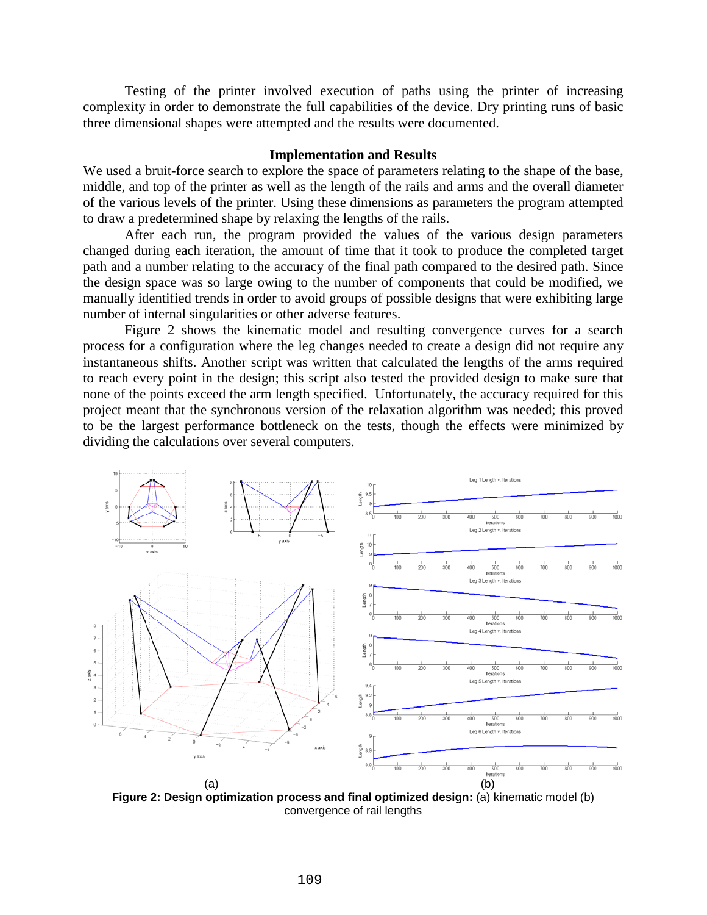Testing of the printer involved execution of paths using the printer of increasing complexity in order to demonstrate the full capabilities of the device. Dry printing runs of basic three dimensional shapes were attempted and the results were documented.

## Implementation and Results

We used a bruit-force search to explore the space of parameters relating to the shape of the base, middle, and top of the printer as well as the length of the rails and arms and the overall diameter of the various levels of the printer. Using these dimensions as parameters the program attempted to draw a predetermined shape by relaxing the lengths of the rails.

After each run, the program provided the values of the various design parameters changed during each iteration, the amount of time that it took to produce the completed target path and a number relating to the accuracy of the final path compared to the desired path. Since the design space was so large owing to the number of components that could be modified, we manually identified trends in order to avoid groups of possible designs that were exhibiting large number of internal singularities or other adverse features.

Figure 2 shows the kinematic model and resulting convergence curves for a search process for a configuration where the leg changes needed to create a design did not require any instantaneous shifts. Another script was written that calculated the lengths of the arms required to reach every point in the design; this script also tested the provided design to make sure that none of the points exceed the arm length specified. Unfortunately, the accuracy required for this project meant that the synchronous version of the relaxation algorithm was needed; this proved to be the largest performance bottleneck on the tests, though the effects were minimized by dividing the calculations over several computers.

(a) (b)

**Figure 2: Design optimization process and final optimized design:** (a) kinematic model (b) convergence of rail lengths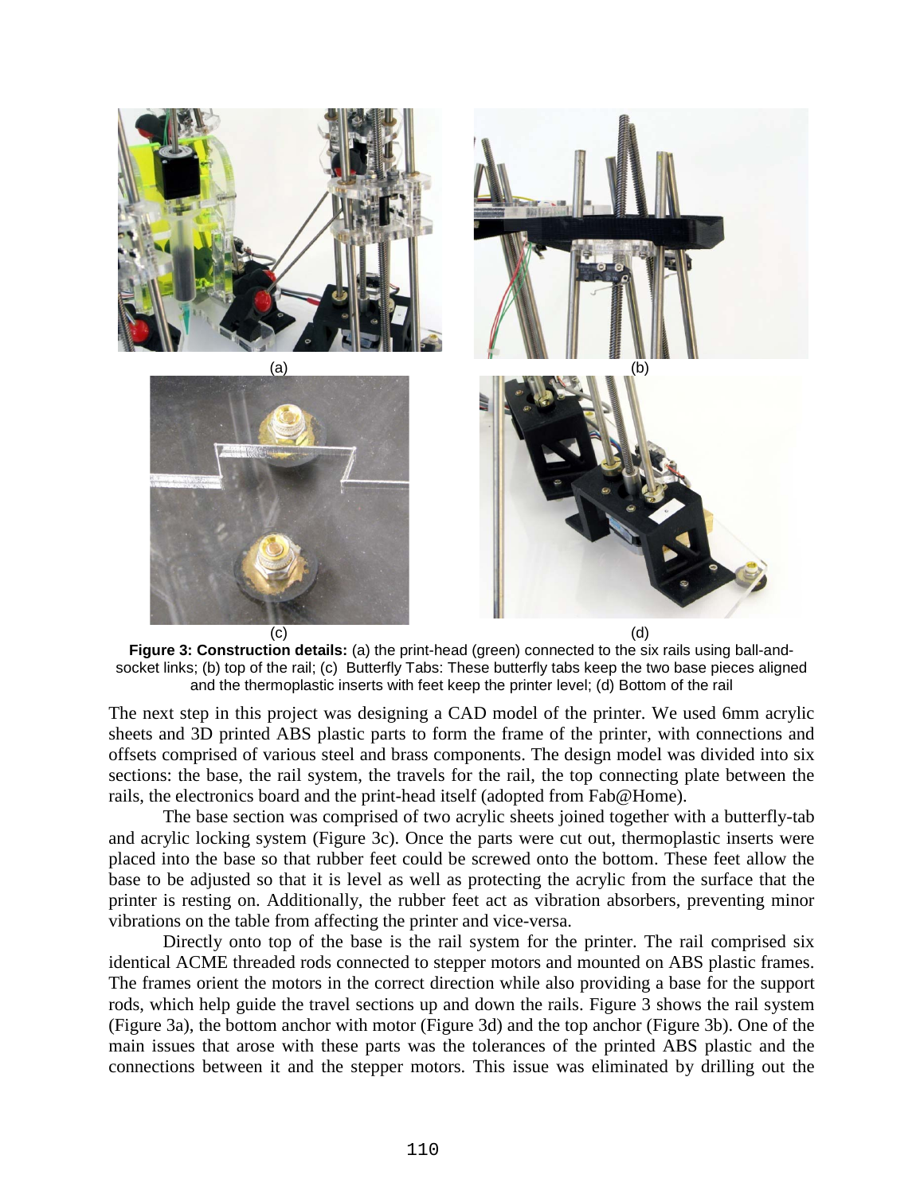(a) (b)

(c) (d)

**Figure 3: Construction details:** (a) the print-head (green) connected to the six rails using ball-and-socket links; (b) top of the rail; (c) Butterfly Tabs: These butterfly tabs keep the two base pieces aligned and the thermoplastic inserts with feet keep the printer level; (d) Bottom of the rail

The next step in this project was designing a CAD model of the printer. We used 6mm acrylic sheets and 3D printed ABS plastic parts to form the frame of the printer, with connections and offsets comprised of various steel and brass components. The design model was divided into six sections: the base, the rail system, the travels for the rail, the top connecting plate between the rails, the electronics board and the print-head itself (adopted from Fab@Home).

The base section was comprised of two acrylic sheets joined together with a butterfly-tab and acrylic locking system (Figure 3c). Once the parts were cut out, thermoplastic inserts were placed into the base so that rubber feet could be screwed onto the bottom. These feet allow the base to be adjusted so that it is level as well as protecting the acrylic from the surface that the printer is resting on. Additionally, the rubber feet act as vibration absorbers, preventing minor vibrations on the table from affecting the printer and vice-versa.

Directly onto top of the base is the rail system for the printer. The rail comprised six identical ACME threaded rods connected to stepper motors and mounted on ABS plastic frames. The frames orient the motors in the correct direction while also providing a base for the support rods, which help guide the travel sections up and down the rails. Figure 3 shows the rail system (Figure 3a), the bottom anchor with motor (Figure 3d) and the top anchor (Figure 3b). One of the main issues that arose with these parts was the tolerances of the printed ABS plastic and the connections between it and the stepper motors. This issue was eliminated by drilling out the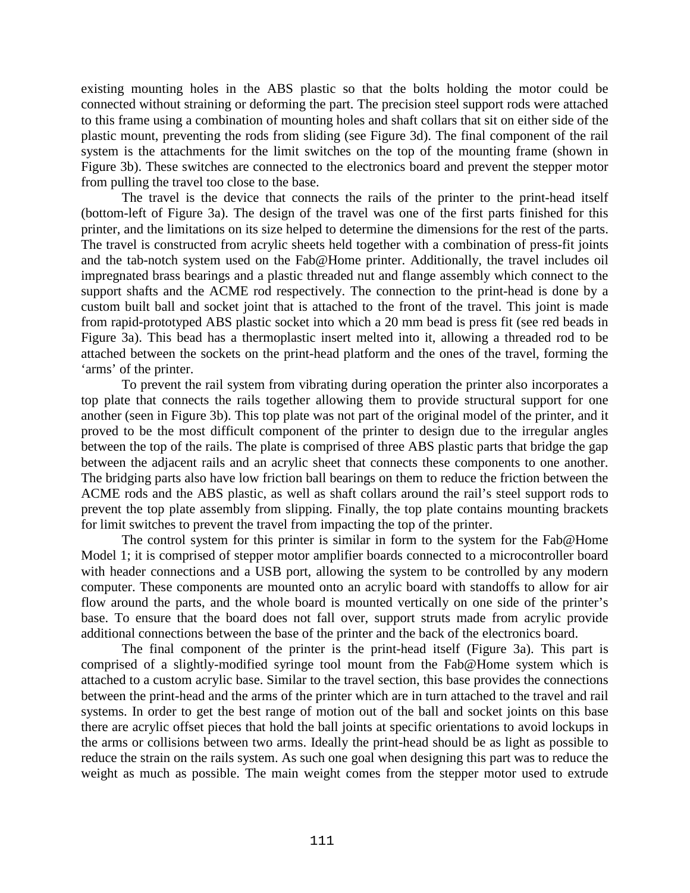existing mounting holes in the ABS plastic so that the bolts holding the motor could be connected without straining or deforming the part. The precision steel support rods were attached to this frame using a combination of mounting holes and shaft collars that sit on either side of the plastic mount, preventing the rods from sliding (see Figure 3d). The final component of the rail system is the attachments for the limit switches on the top of the mounting frame (shown in Figure 3b). These switches are connected to the electronics board and prevent the stepper motor from pulling the travel too close to the base.

The travel is the device that connects the rails of the printer to the print-head itself (bottom-left of Figure 3a). The design of the travel was one of the first parts finished for this printer, and the limitations on its size helped to determine the dimensions for the rest of the parts. The travel is constructed from acrylic sheets held together with a combination of press-fit joints and the tab-notch system used on the Fab@Home printer. Additionally, the travel includes oil impregnated brass bearings and a plastic threaded nut and flange assembly which connect to the support shafts and the ACME rod respectively. The connection to the print-head is done by a custom built ball and socket joint that is attached to the front of the travel. This joint is made from rapid-prototyped ABS plastic socket into which a 20 mm bead is press fit (see red beads in Figure 3a). This bead has a thermoplastic insert melted into it, allowing a threaded rod to be attached between the sockets on the print-head platform and the ones of the travel, forming the 'arms' of the printer.

To prevent the rail system from vibrating during operation the printer also incorporates a top plate that connects the rails together allowing them to provide structural support for one another (seen in Figure 3b). This top plate was not part of the original model of the printer, and it proved to be the most difficult component of the printer to design due to the irregular angles between the top of the rails. The plate is comprised of three ABS plastic parts that bridge the gap between the adjacent rails and an acrylic sheet that connects these components to one another. The bridging parts also have low friction ball bearings on them to reduce the friction between the ACME rods and the ABS plastic, as well as shaft collars around the rail's steel support rods to prevent the top plate assembly from slipping. Finally, the top plate contains mounting brackets for limit switches to prevent the travel from impacting the top of the printer.

The control system for this printer is similar in form to the system for the Fab@Home Model 1; it is comprised of stepper motor amplifier boards connected to a microcontroller board with header connections and a USB port, allowing the system to be controlled by any modern computer. These components are mounted onto an acrylic board with standoffs to allow for air flow around the parts, and the whole board is mounted vertically on one side of the printer's base. To ensure that the board does not fall over, support struts made from acrylic provide additional connections between the base of the printer and the back of the electronics board.

The final component of the printer is the print-head itself (Figure 3a). This part is comprised of a slightly-modified syringe tool mount from the Fab@Home system which is attached to a custom acrylic base. Similar to the travel section, this base provides the connections between the print-head and the arms of the printer which are in turn attached to the travel and rail systems. In order to get the best range of motion out of the ball and socket joints on this base there are acrylic offset pieces that hold the ball joints at specific orientations to avoid lockups in the arms or collisions between two arms. Ideally the print-head should be as light as possible to reduce the strain on the rails system. As such one goal when designing this part was to reduce the weight as much as possible. The main weight comes from the stepper motor used to extrude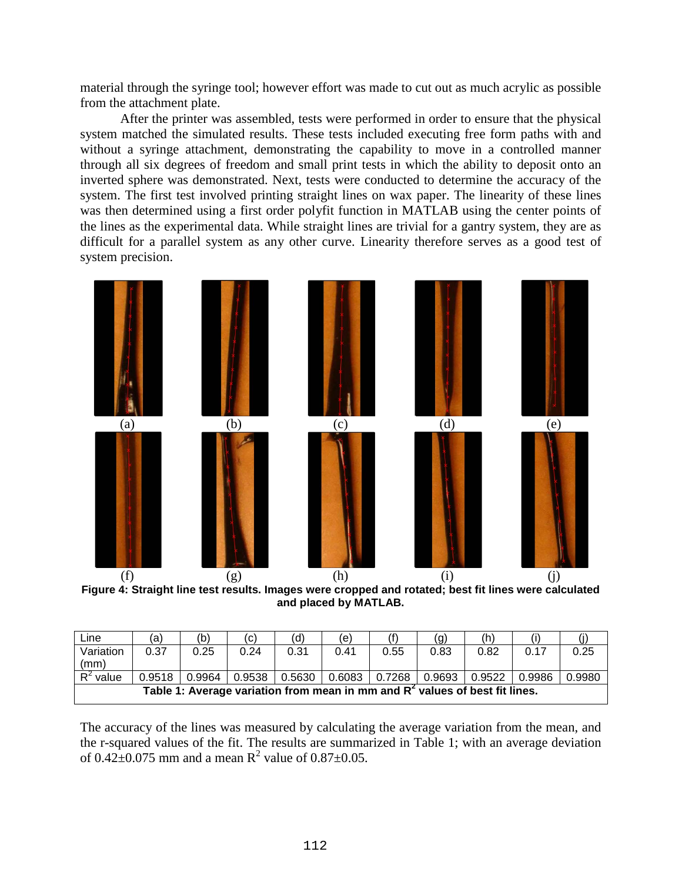material through the syringe tool; however effort was made to cut out as much acrylic as possible from the attachment plate.

After the printer was assembled, tests were performed in order to ensure that the physical system matched the simulated results. These tests included executing free form paths with and without a syringe attachment, demonstrating the capability to move in a controlled manner through all six degrees of freedom and small print tests in which the ability to deposit onto an inverted sphere was demonstrated. Next, tests were conducted to determine the accuracy of the system. The first test involved printing straight lines on wax paper. The linearity of these lines was then determined using a first order polyfit function in MATLAB using the center points of the lines as the experimental data. While straight lines are trivial for a gantry system, they are as difficult for a parallel system as any other curve. Linearity therefore serves as a good test of system precision.

(a) (b) (c) (d) (e)

(f) (g) (h) (i) (j)

**Figure 4: Straight line test results. Images were cropped and rotated; best fit lines were calculated and placed by MATLAB.**

| Line | (a) | (b) | (c) | (d) | (e) | (f) | (g) | (h) | (i) | (j) |
|---|---|---|---|---|---|---|---|---|---|---|
| Variation (mm) | 0.37 | 0.25 | 0.24 | 0.31 | 0.41 | 0.55 | 0.83 | 0.82 | 0.17 | 0.25 |
| $R^2$ value | 0.9518 | 0.9964 | 0.9538 | 0.5630 | 0.6083 | 0.7268 | 0.9693 | 0.9522 | 0.9986 | 0.9980 |

**Table 1: Average variation from mean in mm and $R^2$ values of best fit lines.**

The accuracy of the lines was measured by calculating the average variation from the mean, and the r-squared values of the fit. The results are summarized in Table 1; with an average deviation of 0.42±0.075 mm and a mean $R^2$ value of 0.87±0.05.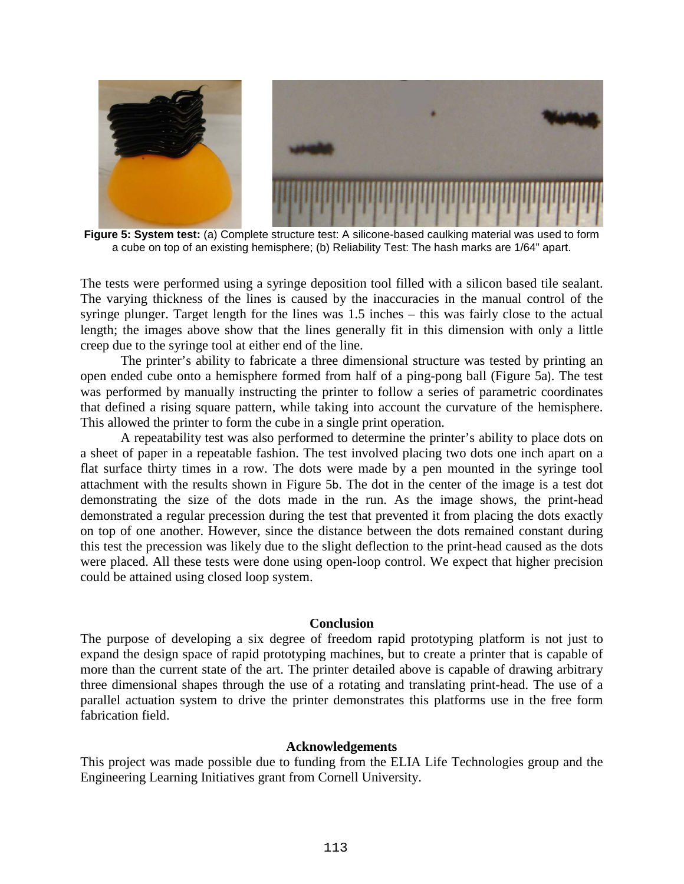**Figure 5: System test:** (a) Complete structure test: A silicone-based caulking material was used to form a cube on top of an existing hemisphere; (b) Reliability Test: The hash marks are 1/64" apart.

The tests were performed using a syringe deposition tool filled with a silicon based tile sealant. The varying thickness of the lines is caused by the inaccuracies in the manual control of the syringe plunger. Target length for the lines was 1.5 inches – this was fairly close to the actual length; the images above show that the lines generally fit in this dimension with only a little creep due to the syringe tool at either end of the line.

The printer's ability to fabricate a three dimensional structure was tested by printing an open ended cube onto a hemisphere formed from half of a ping-pong ball (Figure 5a). The test was performed by manually instructing the printer to follow a series of parametric coordinates that defined a rising square pattern, while taking into account the curvature of the hemisphere. This allowed the printer to form the cube in a single print operation.

A repeatability test was also performed to determine the printer's ability to place dots on a sheet of paper in a repeatable fashion. The test involved placing two dots one inch apart on a flat surface thirty times in a row. The dots were made by a pen mounted in the syringe tool attachment with the results shown in Figure 5b. The dot in the center of the image is a test dot demonstrating the size of the dots made in the run. As the image shows, the print-head demonstrated a regular precession during the test that prevented it from placing the dots exactly on top of one another. However, since the distance between the dots remained constant during this test the precession was likely due to the slight deflection to the print-head caused as the dots were placed. All these tests were done using open-loop control. We expect that higher precision could be attained using closed loop system.

## Conclusion

The purpose of developing a six degree of freedom rapid prototyping platform is not just to expand the design space of rapid prototyping machines, but to create a printer that is capable of more than the current state of the art. The printer detailed above is capable of drawing arbitrary three dimensional shapes through the use of a rotating and translating print-head. The use of a parallel actuation system to drive the printer demonstrates this platforms use in the free form fabrication field.

## Acknowledgements

This project was made possible due to funding from the ELIA Life Technologies group and the Engineering Learning Initiatives grant from Cornell University.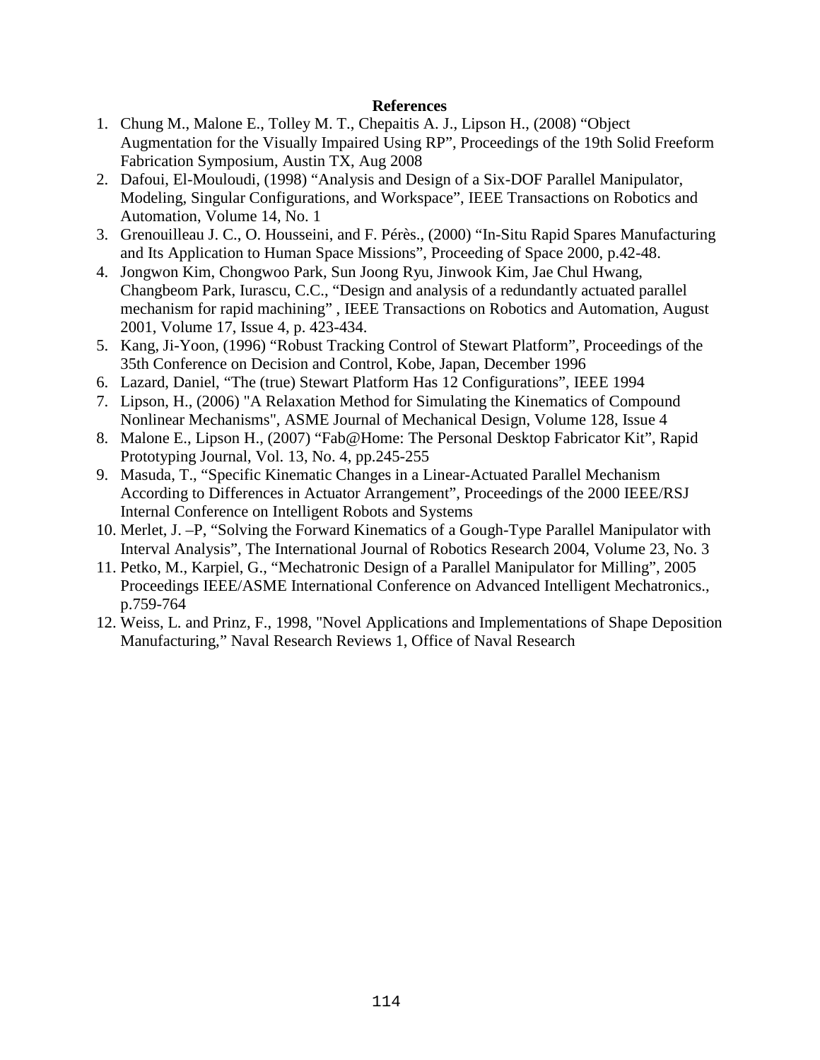**References**

1. Chung M., Malone E., Tolley M. T., Chepaitis A. J., Lipson H., (2008) "Object Augmentation for the Visually Impaired Using RP", Proceedings of the 19th Solid Freeform Fabrication Symposium, Austin TX, Aug 2008
2. Dafoui, El-Mouloudi, (1998) "Analysis and Design of a Six-DOF Parallel Manipulator, Modeling, Singular Configurations, and Workspace", IEEE Transactions on Robotics and Automation, Volume 14, No. 1
3. Grenouilleau J. C., O. Housseini, and F. Pérès., (2000) "In-Situ Rapid Spares Manufacturing and Its Application to Human Space Missions", Proceeding of Space 2000, p.42-48.
4. Jongwon Kim, Chongwoo Park, Sun Joong Ryu, Jinwook Kim, Jae Chul Hwang, Changbeom Park, Iurascu, C.C., "Design and analysis of a redundantly actuated parallel mechanism for rapid machining" , IEEE Transactions on Robotics and Automation, August 2001, Volume 17, Issue 4, p. 423-434.
5. Kang, Ji-Yoon, (1996) "Robust Tracking Control of Stewart Platform", Proceedings of the 35th Conference on Decision and Control, Kobe, Japan, December 1996
6. Lazard, Daniel, "The (true) Stewart Platform Has 12 Configurations", IEEE 1994
7. Lipson, H., (2006) "A Relaxation Method for Simulating the Kinematics of Compound Nonlinear Mechanisms", ASME Journal of Mechanical Design, Volume 128, Issue 4
8. Malone E., Lipson H., (2007) "Fab@Home: The Personal Desktop Fabricator Kit", Rapid Prototyping Journal, Vol. 13, No. 4, pp.245-255
9. Masuda, T., "Specific Kinematic Changes in a Linear-Actuated Parallel Mechanism According to Differences in Actuator Arrangement", Proceedings of the 2000 IEEE/RSJ Internal Conference on Intelligent Robots and Systems
10. Merlet, J. –P, "Solving the Forward Kinematics of a Gough-Type Parallel Manipulator with Interval Analysis", The International Journal of Robotics Research 2004, Volume 23, No. 3
11. Petko, M., Karpiel, G., "Mechatronic Design of a Parallel Manipulator for Milling", 2005 Proceedings IEEE/ASME International Conference on Advanced Intelligent Mechatronics., p.759-764
12. Weiss, L. and Prinz, F., 1998, "Novel Applications and Implementations of Shape Deposition Manufacturing," Naval Research Reviews 1, Office of Naval Research